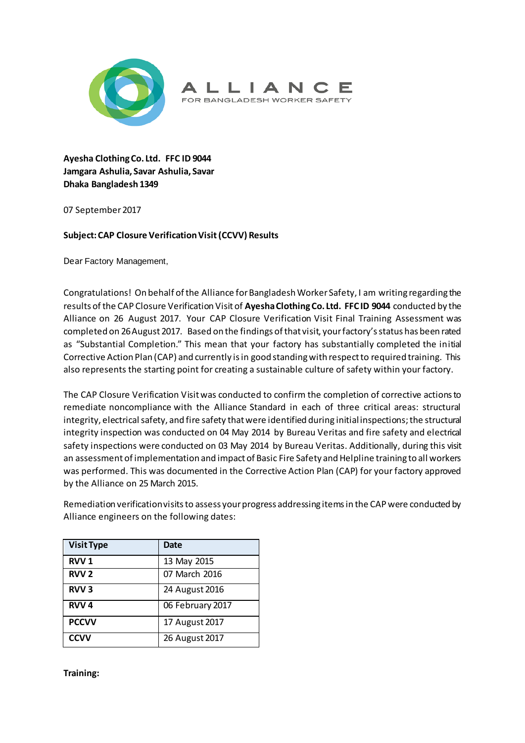**ALLIANCE FOR BANGLADESH WORKER SAFETY**

**Ayesha Clothing Co. Ltd. FFC ID 9044**
**Jamgara Ashulia, Savar Ashulia, Savar**
**Dhaka Bangladesh 1349**

07 September 2017

**Subject: CAP Closure Verification Visit (CCVV) Results**

Dear Factory Management,

Congratulations! On behalf of the Alliance for Bangladesh Worker Safety, I am writing regarding the results of the CAP Closure Verification Visit of **Ayesha Clothing Co. Ltd. FFC ID 9044** conducted by the Alliance on 26 August 2017. Your CAP Closure Verification Visit Final Training Assessment was completed on 26 August 2017. Based on the findings of that visit, your factory's status has been rated as "Substantial Completion." This mean that your factory has substantially completed the initial Corrective Action Plan (CAP) and currently is in good standing with respect to required training. This also represents the starting point for creating a sustainable culture of safety within your factory.

The CAP Closure Verification Visit was conducted to confirm the completion of corrective actions to remediate noncompliance with the Alliance Standard in each of three critical areas: structural integrity, electrical safety, and fire safety that were identified during initial inspections; the structural integrity inspection was conducted on 04 May 2014 by Bureau Veritas and fire safety and electrical safety inspections were conducted on 03 May 2014 by Bureau Veritas. Additionally, during this visit an assessment of implementation and impact of Basic Fire Safety and Helpline training to all workers was performed. This was documented in the Corrective Action Plan (CAP) for your factory approved by the Alliance on 25 March 2015.

Remediation verification visits to assess your progress addressing items in the CAP were conducted by Alliance engineers on the following dates:

| Visit Type | Date |
|---|---|
| **RVV 1** | 13 May 2015 |
| **RVV 2** | 07 March 2016 |
| **RVV 3** | 24 August 2016 |
| **RVV 4** | 06 February 2017 |
| **PCCVV** | 17 August 2017 |
| **CCVV** | 26 August 2017 |

**Training:**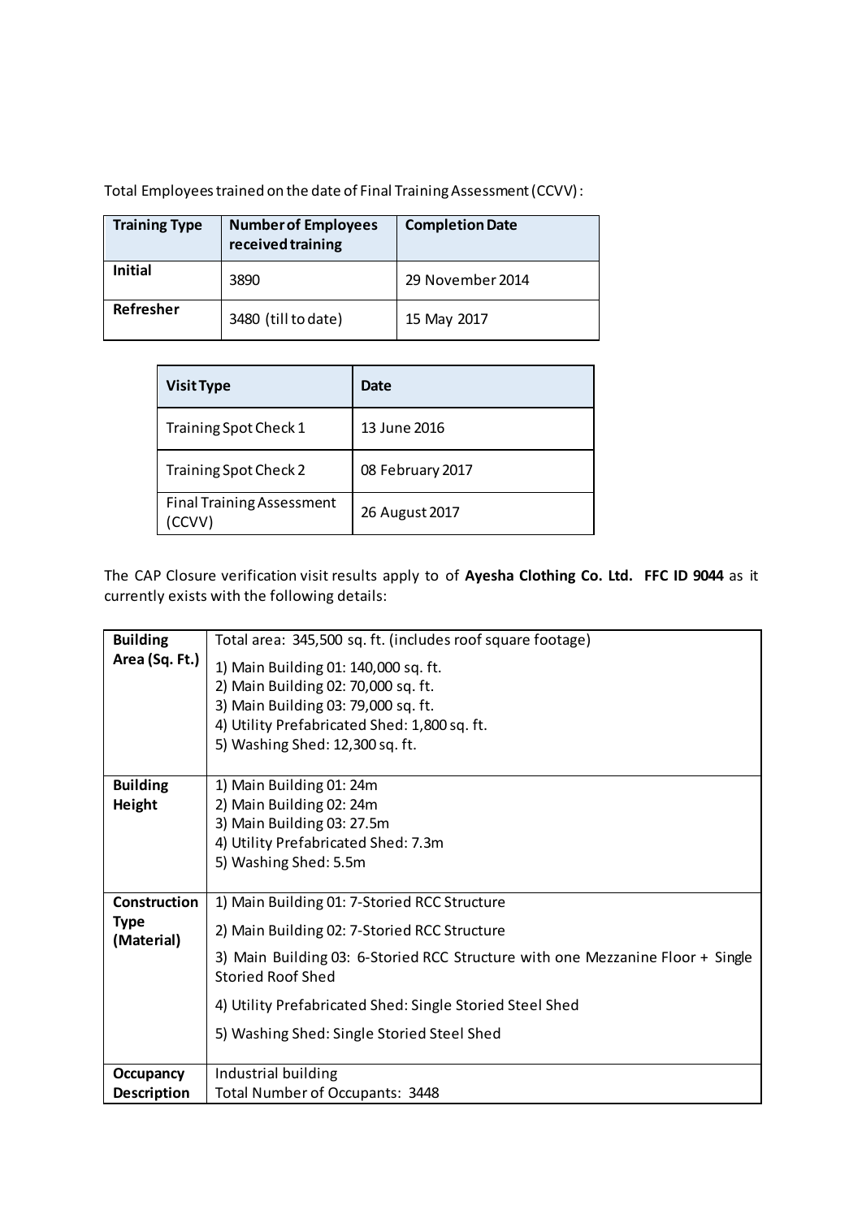Total Employees trained on the date of Final Training Assessment (CCVV):

| Training Type | Number of Employees received training | Completion Date |
|---|---|---|
| **Initial** | 3890 | 29 November 2014 |
| **Refresher** | 3480 (till to date) | 15 May 2017 |

| Visit Type | Date |
|---|---|
| Training Spot Check 1 | 13 June 2016 |
| Training Spot Check 2 | 08 February 2017 |
| Final Training Assessment (CCVV) | 26 August 2017 |

The CAP Closure verification visit results apply to of **Ayesha Clothing Co. Ltd. FFC ID 9044** as it currently exists with the following details:

| | |
|---|---|
| **Building Area (Sq. Ft.)** | Total area: 345,500 sq. ft. (includes roof square footage)<br>1) Main Building 01: 140,000 sq. ft.<br>2) Main Building 02: 70,000 sq. ft.<br>3) Main Building 03: 79,000 sq. ft.<br>4) Utility Prefabricated Shed: 1,800 sq. ft.<br>5) Washing Shed: 12,300 sq. ft. |
| **Building Height** | 1) Main Building 01: 24m<br>2) Main Building 02: 24m<br>3) Main Building 03: 27.5m<br>4) Utility Prefabricated Shed: 7.3m<br>5) Washing Shed: 5.5m |
| **Construction Type (Material)** | 1) Main Building 01: 7-Storied RCC Structure<br>2) Main Building 02: 7-Storied RCC Structure<br>3) Main Building 03: 6-Storied RCC Structure with one Mezzanine Floor + Single Storied Roof Shed<br>4) Utility Prefabricated Shed: Single Storied Steel Shed<br>5) Washing Shed: Single Storied Steel Shed |
| **Occupancy Description** | Industrial building<br>Total Number of Occupants: 3448 |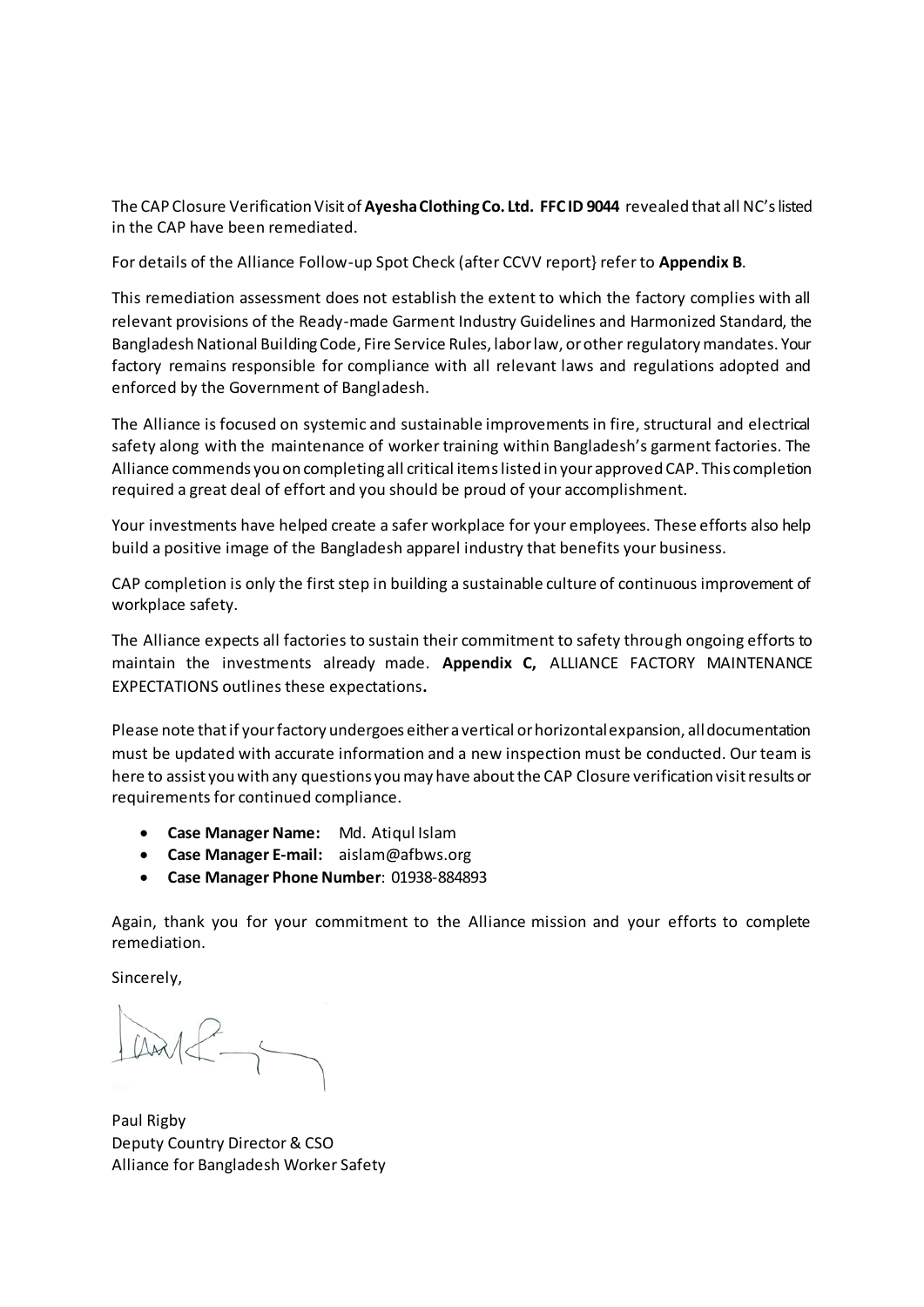The CAP Closure Verification Visit of **Ayesha Clothing Co. Ltd. FFC ID 9044** revealed that all NC's listed in the CAP have been remediated.

For details of the Alliance Follow-up Spot Check (after CCVV report} refer to **Appendix B**.

This remediation assessment does not establish the extent to which the factory complies with all relevant provisions of the Ready-made Garment Industry Guidelines and Harmonized Standard, the Bangladesh National Building Code, Fire Service Rules, labor law, or other regulatory mandates. Your factory remains responsible for compliance with all relevant laws and regulations adopted and enforced by the Government of Bangladesh.

The Alliance is focused on systemic and sustainable improvements in fire, structural and electrical safety along with the maintenance of worker training within Bangladesh's garment factories. The Alliance commends you on completing all critical items listed in your approved CAP. This completion required a great deal of effort and you should be proud of your accomplishment.

Your investments have helped create a safer workplace for your employees. These efforts also help build a positive image of the Bangladesh apparel industry that benefits your business.

CAP completion is only the first step in building a sustainable culture of continuous improvement of workplace safety.

The Alliance expects all factories to sustain their commitment to safety through ongoing efforts to maintain the investments already made. **Appendix C,** ALLIANCE FACTORY MAINTENANCE EXPECTATIONS outlines these expectations**.**

Please note that if your factory undergoes either a vertical or horizontal expansion, all documentation must be updated with accurate information and a new inspection must be conducted. Our team is here to assist you with any questions you may have about the CAP Closure verification visit results or requirements for continued compliance.

- **Case Manager Name:** Md. Atiqul Islam
- **Case Manager E-mail:** aislam@afbws.org
- **Case Manager Phone Number**: 01938-884893

Again, thank you for your commitment to the Alliance mission and your efforts to complete remediation.

Sincerely,

Paul Rigby
Deputy Country Director & CSO
Alliance for Bangladesh Worker Safety